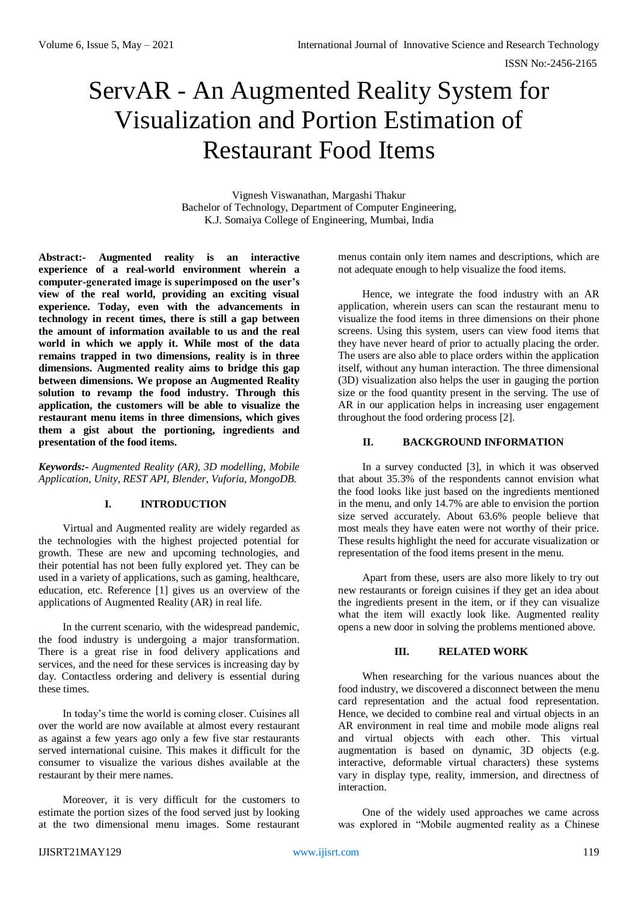# ServAR - An Augmented Reality System for Visualization and Portion Estimation of Restaurant Food Items

Vignesh Viswanathan, Margashi Thakur
Bachelor of Technology, Department of Computer Engineering,
K.J. Somaiya College of Engineering, Mumbai, India

**Abstract:- Augmented reality is an interactive experience of a real-world environment wherein a computer-generated image is superimposed on the user's view of the real world, providing an exciting visual experience. Today, even with the advancements in technology in recent times, there is still a gap between the amount of information available to us and the real world in which we apply it. While most of the data remains trapped in two dimensions, reality is in three dimensions. Augmented reality aims to bridge this gap between dimensions. We propose an Augmented Reality solution to revamp the food industry. Through this application, the customers will be able to visualize the restaurant menu items in three dimensions, which gives them a gist about the portioning, ingredients and presentation of the food items.**

***Keywords:-*** *Augmented Reality (AR), 3D modelling, Mobile Application, Unity, REST API, Blender, Vuforia, MongoDB.*

## I. INTRODUCTION

Virtual and Augmented reality are widely regarded as the technologies with the highest projected potential for growth. These are new and upcoming technologies, and their potential has not been fully explored yet. They can be used in a variety of applications, such as gaming, healthcare, education, etc. Reference [1] gives us an overview of the applications of Augmented Reality (AR) in real life.

In the current scenario, with the widespread pandemic, the food industry is undergoing a major transformation. There is a great rise in food delivery applications and services, and the need for these services is increasing day by day. Contactless ordering and delivery is essential during these times.

In today's time the world is coming closer. Cuisines all over the world are now available at almost every restaurant as against a few years ago only a few five star restaurants served international cuisine. This makes it difficult for the consumer to visualize the various dishes available at the restaurant by their mere names.

Moreover, it is very difficult for the customers to estimate the portion sizes of the food served just by looking at the two dimensional menu images. Some restaurant menus contain only item names and descriptions, which are not adequate enough to help visualize the food items.

Hence, we integrate the food industry with an AR application, wherein users can scan the restaurant menu to visualize the food items in three dimensions on their phone screens. Using this system, users can view food items that they have never heard of prior to actually placing the order. The users are also able to place orders within the application itself, without any human interaction. The three dimensional (3D) visualization also helps the user in gauging the portion size or the food quantity present in the serving. The use of AR in our application helps in increasing user engagement throughout the food ordering process [2].

## II. BACKGROUND INFORMATION

In a survey conducted [3], in which it was observed that about 35.3% of the respondents cannot envision what the food looks like just based on the ingredients mentioned in the menu, and only 14.7% are able to envision the portion size served accurately. About 63.6% people believe that most meals they have eaten were not worthy of their price. These results highlight the need for accurate visualization or representation of the food items present in the menu.

Apart from these, users are also more likely to try out new restaurants or foreign cuisines if they get an idea about the ingredients present in the item, or if they can visualize what the item will exactly look like. Augmented reality opens a new door in solving the problems mentioned above.

## III. RELATED WORK

When researching for the various nuances about the food industry, we discovered a disconnect between the menu card representation and the actual food representation. Hence, we decided to combine real and virtual objects in an AR environment in real time and mobile mode aligns real and virtual objects with each other. This virtual augmentation is based on dynamic, 3D objects (e.g. interactive, deformable virtual characters) these systems vary in display type, reality, immersion, and directness of interaction.

One of the widely used approaches we came across was explored in "Mobile augmented reality as a Chinese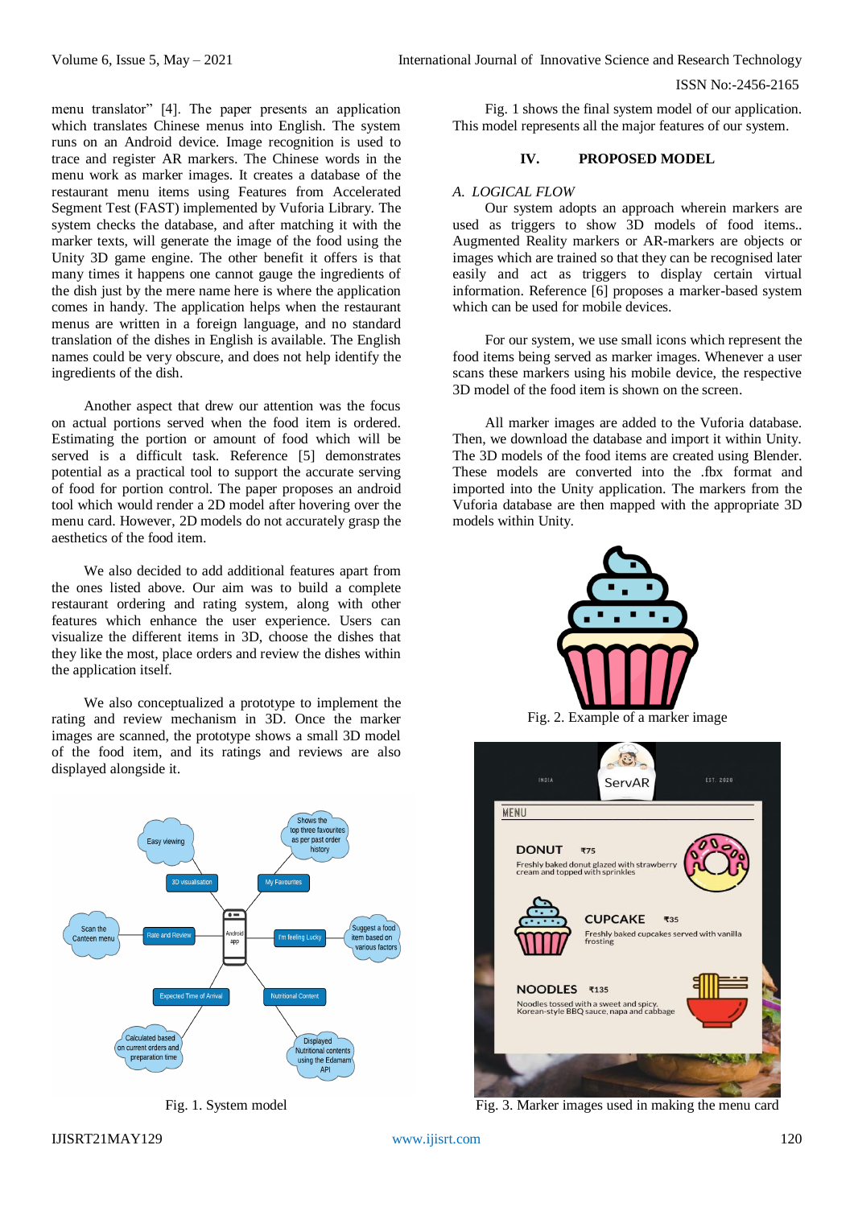menu translator" [4]. The paper presents an application which translates Chinese menus into English. The system runs on an Android device. Image recognition is used to trace and register AR markers. The Chinese words in the menu work as marker images. It creates a database of the restaurant menu items using Features from Accelerated Segment Test (FAST) implemented by Vuforia Library. The system checks the database, and after matching it with the marker texts, will generate the image of the food using the Unity 3D game engine. The other benefit it offers is that many times it happens one cannot gauge the ingredients of the dish just by the mere name here is where the application comes in handy. The application helps when the restaurant menus are written in a foreign language, and no standard translation of the dishes in English is available. The English names could be very obscure, and does not help identify the ingredients of the dish.

Another aspect that drew our attention was the focus on actual portions served when the food item is ordered. Estimating the portion or amount of food which will be served is a difficult task. Reference [5] demonstrates potential as a practical tool to support the accurate serving of food for portion control. The paper proposes an android tool which would render a 2D model after hovering over the menu card. However, 2D models do not accurately grasp the aesthetics of the food item.

We also decided to add additional features apart from the ones listed above. Our aim was to build a complete restaurant ordering and rating system, along with other features which enhance the user experience. Users can visualize the different items in 3D, choose the dishes that they like the most, place orders and review the dishes within the application itself.

We also conceptualized a prototype to implement the rating and review mechanism in 3D. Once the marker images are scanned, the prototype shows a small 3D model of the food item, and its ratings and reviews are also displayed alongside it.

Fig. 1. System model

Fig. 1 shows the final system model of our application. This model represents all the major features of our system.

## IV. PROPOSED MODEL

### A. LOGICAL FLOW

Our system adopts an approach wherein markers are used as triggers to show 3D models of food items.. Augmented Reality markers or AR-markers are objects or images which are trained so that they can be recognised later easily and act as triggers to display certain virtual information. Reference [6] proposes a marker-based system which can be used for mobile devices.

For our system, we use small icons which represent the food items being served as marker images. Whenever a user scans these markers using his mobile device, the respective 3D model of the food item is shown on the screen.

All marker images are added to the Vuforia database. Then, we download the database and import it within Unity. The 3D models of the food items are created using Blender. These models are converted into the .fbx format and imported into the Unity application. The markers from the Vuforia database are then mapped with the appropriate 3D models within Unity.

Fig. 2. Example of a marker image

Fig. 3. Marker images used in making the menu card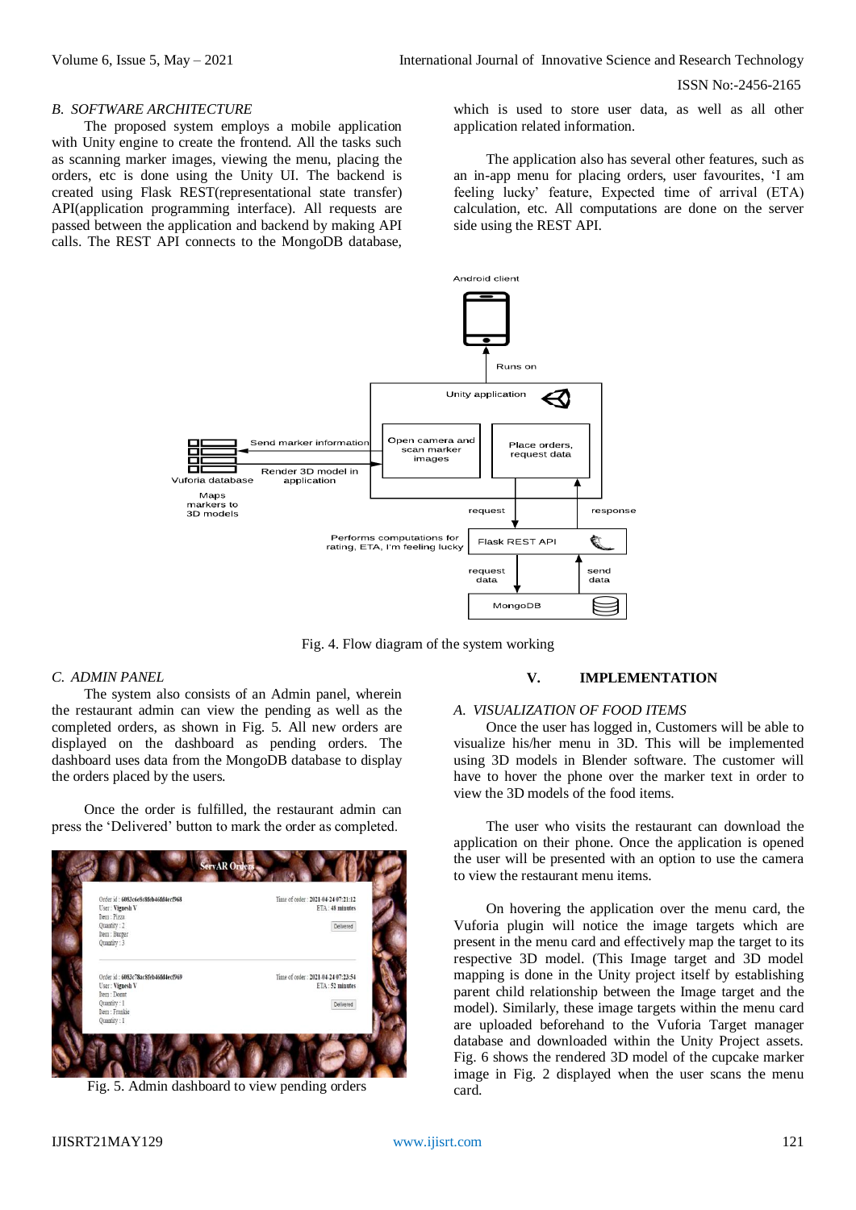### B. SOFTWARE ARCHITECTURE

The proposed system employs a mobile application with Unity engine to create the frontend. All the tasks such as scanning marker images, viewing the menu, placing the orders, etc is done using the Unity UI. The backend is created using Flask REST(representational state transfer) API(application programming interface). All requests are passed between the application and backend by making API calls. The REST API connects to the MongoDB database, which is used to store user data, as well as all other application related information.

The application also has several other features, such as an in-app menu for placing orders, user favourites, 'I am feeling lucky' feature, Expected time of arrival (ETA) calculation, etc. All computations are done on the server side using the REST API.

Fig. 4. Flow diagram of the system working

### C. ADMIN PANEL

The system also consists of an Admin panel, wherein the restaurant admin can view the pending as well as the completed orders, as shown in Fig. 5. All new orders are displayed on the dashboard as pending orders. The dashboard uses data from the MongoDB database to display the orders placed by the users.

Once the order is fulfilled, the restaurant admin can press the 'Delivered' button to mark the order as completed.

Fig. 5. Admin dashboard to view pending orders

## V. IMPLEMENTATION

### A. VISUALIZATION OF FOOD ITEMS

Once the user has logged in, Customers will be able to visualize his/her menu in 3D. This will be implemented using 3D models in Blender software. The customer will have to hover the phone over the marker text in order to view the 3D models of the food items.

The user who visits the restaurant can download the application on their phone. Once the application is opened the user will be presented with an option to use the camera to view the restaurant menu items.

On hovering the application over the menu card, the Vuforia plugin will notice the image targets which are present in the menu card and effectively map the target to its respective 3D model. (This Image target and 3D model mapping is done in the Unity project itself by establishing parent child relationship between the Image target and the model). Similarly, these image targets within the menu card are uploaded beforehand to the Vuforia Target manager database and downloaded within the Unity Project assets. Fig. 6 shows the rendered 3D model of the cupcake marker image in Fig. 2 displayed when the user scans the menu card.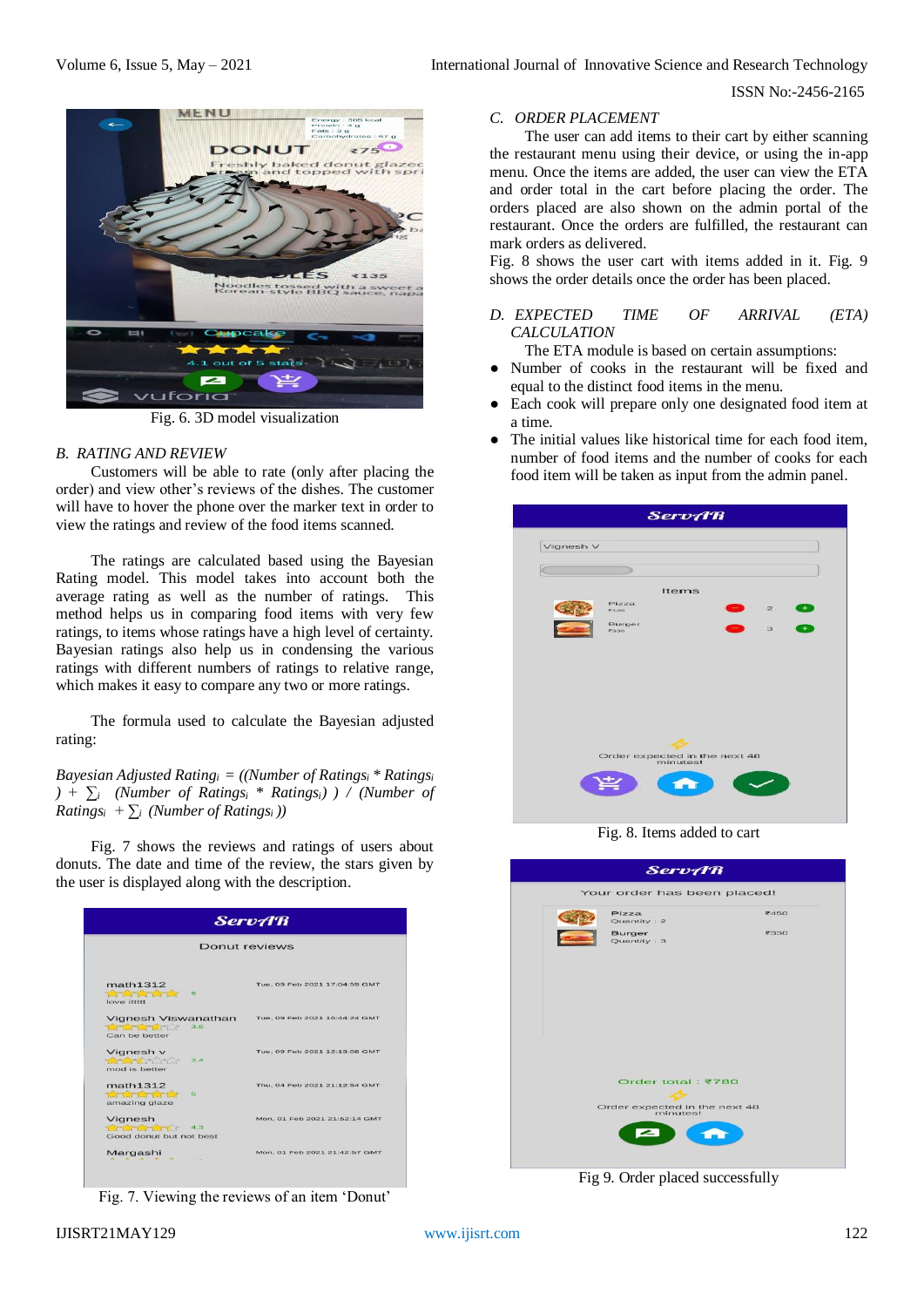Fig. 6. 3D model visualization

### B. RATING AND REVIEW

Customers will be able to rate (only after placing the order) and view other's reviews of the dishes. The customer will have to hover the phone over the marker text in order to view the ratings and review of the food items scanned.

The ratings are calculated based using the Bayesian Rating model. This model takes into account both the average rating as well as the number of ratings. This method helps us in comparing food items with very few ratings, to items whose ratings have a high level of certainty. Bayesian ratings also help us in condensing the various ratings with different numbers of ratings to relative range, which makes it easy to compare any two or more ratings.

The formula used to calculate the Bayesian adjusted rating:

*Bayesian Adjusted Rating*$_i$ *= ((Number of Ratings*$_i$ *\* Ratings*$_i$ *) +* $\sum_i$ *(Number of Ratings*$_i$ *\* Ratings*$_i$*) ) / (Number of Ratings*$_i$ *+* $\sum_i$ *(Number of Ratings*$_i$ *))*

Fig. 7 shows the reviews and ratings of users about donuts. The date and time of the review, the stars given by the user is displayed along with the description.

Fig. 7. Viewing the reviews of an item 'Donut'

### C. ORDER PLACEMENT

The user can add items to their cart by either scanning the restaurant menu using their device, or using the in-app menu. Once the items are added, the user can view the ETA and order total in the cart before placing the order. The orders placed are also shown on the admin portal of the restaurant. Once the orders are fulfilled, the restaurant can mark orders as delivered.

Fig. 8 shows the user cart with items added in it. Fig. 9 shows the order details once the order has been placed.

### D. EXPECTED TIME OF ARRIVAL (ETA) CALCULATION

The ETA module is based on certain assumptions:

- Number of cooks in the restaurant will be fixed and equal to the distinct food items in the menu.
- Each cook will prepare only one designated food item at a time.
- The initial values like historical time for each food item, number of food items and the number of cooks for each food item will be taken as input from the admin panel.

Fig. 8. Items added to cart

Fig 9. Order placed successfully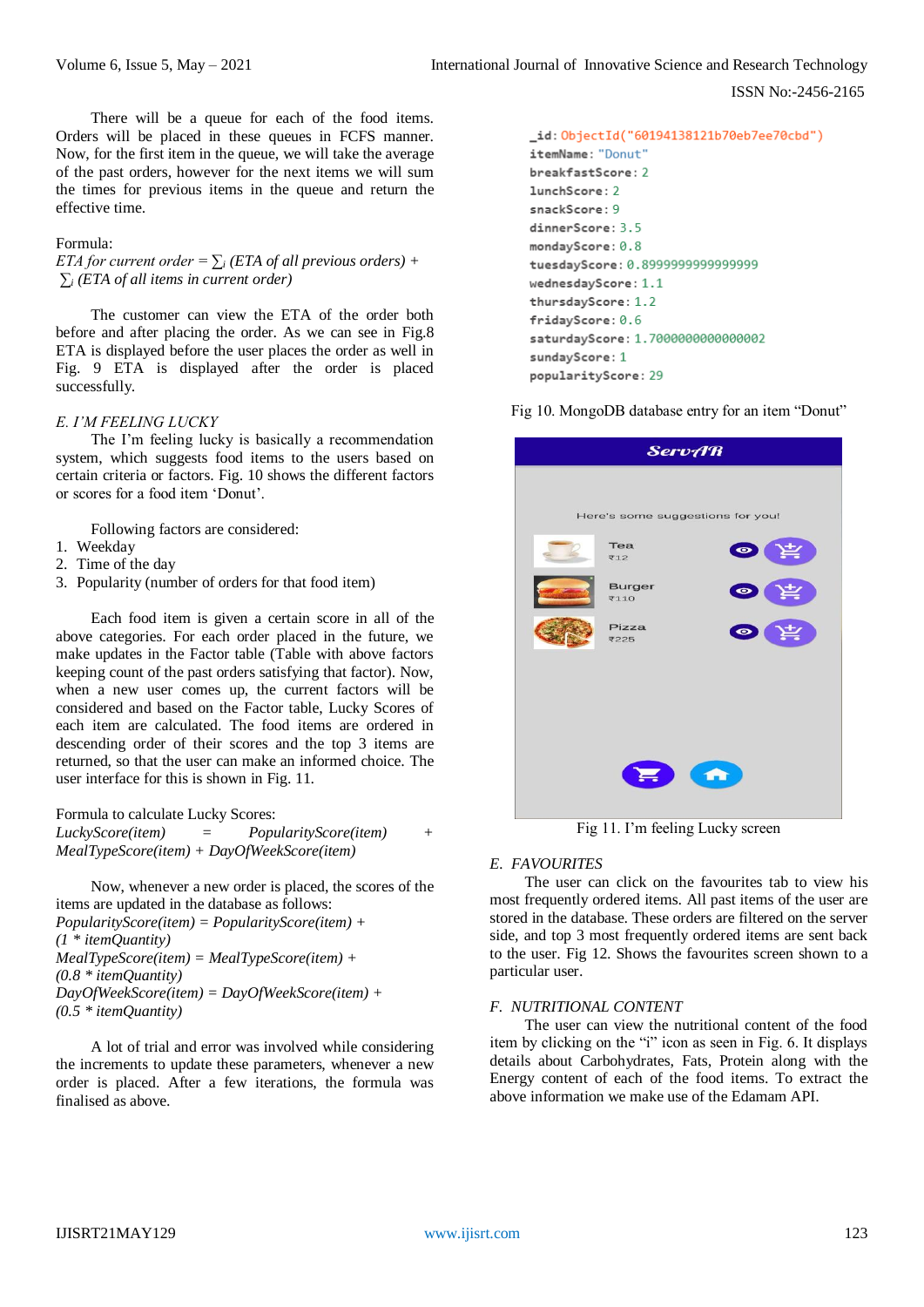There will be a queue for each of the food items. Orders will be placed in these queues in FCFS manner. Now, for the first item in the queue, we will take the average of the past orders, however for the next items we will sum the times for previous items in the queue and return the effective time.

Formula:
*ETA for current order* = $\sum_i$ *(ETA of all previous orders)* + $\sum_i$ *(ETA of all items in current order)*

The customer can view the ETA of the order both before and after placing the order. As we can see in Fig.8 ETA is displayed before the user places the order as well in Fig. 9 ETA is displayed after the order is placed successfully.

### *E. I'M FEELING LUCKY*

The I'm feeling lucky is basically a recommendation system, which suggests food items to the users based on certain criteria or factors. Fig. 10 shows the different factors or scores for a food item 'Donut'.

Following factors are considered:

1. Weekday
2. Time of the day
3. Popularity (number of orders for that food item)

Each food item is given a certain score in all of the above categories. For each order placed in the future, we make updates in the Factor table (Table with above factors keeping count of the past orders satisfying that factor). Now, when a new user comes up, the current factors will be considered and based on the Factor table, Lucky Scores of each item are calculated. The food items are ordered in descending order of their scores and the top 3 items are returned, so that the user can make an informed choice. The user interface for this is shown in Fig. 11.

Formula to calculate Lucky Scores:
*LuckyScore(item) = PopularityScore(item) + MealTypeScore(item) + DayOfWeekScore(item)*

Now, whenever a new order is placed, the scores of the items are updated in the database as follows:
*PopularityScore(item) = PopularityScore(item) + (1 * itemQuantity)*
*MealTypeScore(item) = MealTypeScore(item) + (0.8 * itemQuantity)*
*DayOfWeekScore(item) = DayOfWeekScore(item) + (0.5 * itemQuantity)*

A lot of trial and error was involved while considering the increments to update these parameters, whenever a new order is placed. After a few iterations, the formula was finalised as above.

```
_id: ObjectId("60194138121b70eb7ee70cbd")
itemName: "Donut"
breakfastScore: 2
lunchScore: 2
snackScore: 9
dinnerScore: 3.5
mondayScore: 0.8
tuesdayScore: 0.8999999999999999
wednesdayScore: 1.1
thursdayScore: 1.2
fridayScore: 0.6
saturdayScore: 1.7000000000000002
sundayScore: 1
popularityScore: 29
```

Fig 10. MongoDB database entry for an item "Donut"

Fig 11. I'm feeling Lucky screen

### *E. FAVOURITES*

The user can click on the favourites tab to view his most frequently ordered items. All past items of the user are stored in the database. These orders are filtered on the server side, and top 3 most frequently ordered items are sent back to the user. Fig 12. Shows the favourites screen shown to a particular user.

### *F. NUTRITIONAL CONTENT*

The user can view the nutritional content of the food item by clicking on the "i" icon as seen in Fig. 6. It displays details about Carbohydrates, Fats, Protein along with the Energy content of each of the food items. To extract the above information we make use of the Edamam API.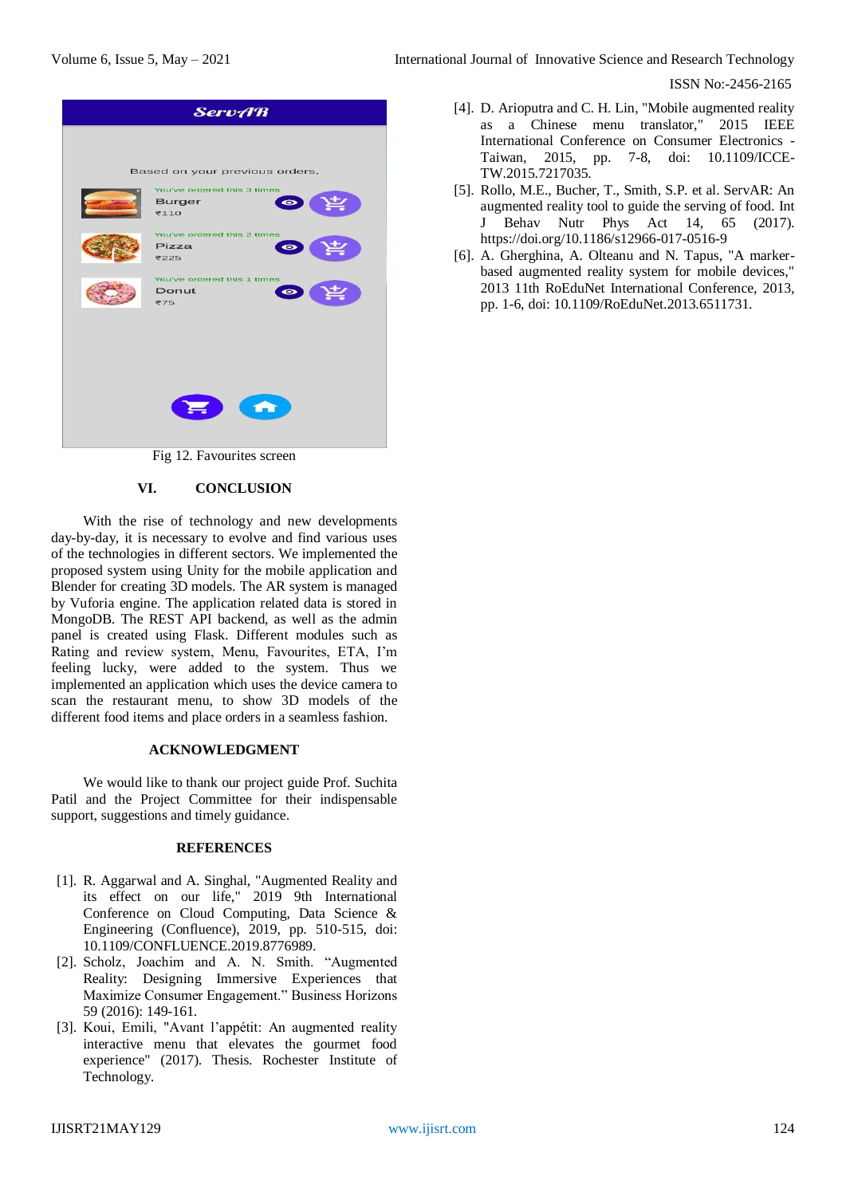Fig 12. Favourites screen

## VI. CONCLUSION

With the rise of technology and new developments day-by-day, it is necessary to evolve and find various uses of the technologies in different sectors. We implemented the proposed system using Unity for the mobile application and Blender for creating 3D models. The AR system is managed by Vuforia engine. The application related data is stored in MongoDB. The REST API backend, as well as the admin panel is created using Flask. Different modules such as Rating and review system, Menu, Favourites, ETA, I'm feeling lucky, were added to the system. Thus we implemented an application which uses the device camera to scan the restaurant menu, to show 3D models of the different food items and place orders in a seamless fashion.

## ACKNOWLEDGMENT

We would like to thank our project guide Prof. Suchita Patil and the Project Committee for their indispensable support, suggestions and timely guidance.

## REFERENCES

[1]. R. Aggarwal and A. Singhal, "Augmented Reality and its effect on our life," 2019 9th International Conference on Cloud Computing, Data Science & Engineering (Confluence), 2019, pp. 510-515, doi: 10.1109/CONFLUENCE.2019.8776989.

[2]. Scholz, Joachim and A. N. Smith. "Augmented Reality: Designing Immersive Experiences that Maximize Consumer Engagement." Business Horizons 59 (2016): 149-161.

[3]. Koui, Emili, "Avant l'appétit: An augmented reality interactive menu that elevates the gourmet food experience" (2017). Thesis. Rochester Institute of Technology.

[4]. D. Arioputra and C. H. Lin, "Mobile augmented reality as a Chinese menu translator," 2015 IEEE International Conference on Consumer Electronics - Taiwan, 2015, pp. 7-8, doi: 10.1109/ICCE-TW.2015.7217035.

[5]. Rollo, M.E., Bucher, T., Smith, S.P. et al. ServAR: An augmented reality tool to guide the serving of food. Int J Behav Nutr Phys Act 14, 65 (2017). https://doi.org/10.1186/s12966-017-0516-9

[6]. A. Gherghina, A. Olteanu and N. Tapus, "A marker-based augmented reality system for mobile devices," 2013 11th RoEduNet International Conference, 2013, pp. 1-6, doi: 10.1109/RoEduNet.2013.6511731.